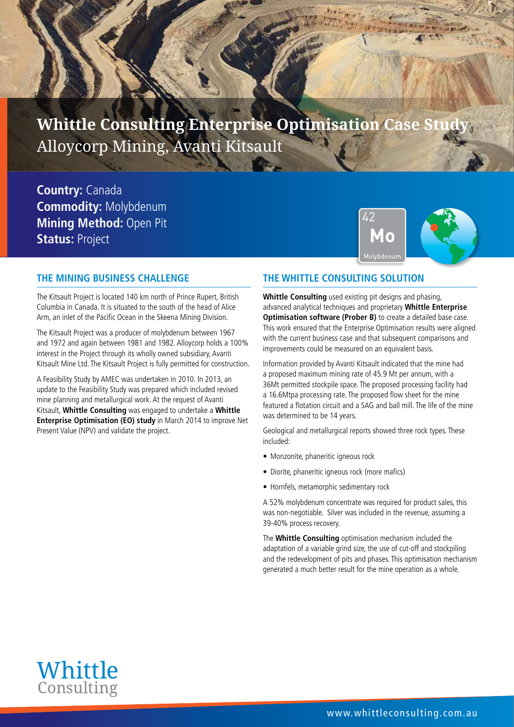# Whittle Consulting Enterprise Optimisation Case Study

Alloycorp Mining, Avanti Kitsault

**Country:** Canada
**Commodity:** Molybdenum
**Mining Method:** Open Pit
**Status:** Project

## THE MINING BUSINESS CHALLENGE

The Kitsault Project is located 140 km north of Prince Rupert, British Columbia in Canada. It is situated to the south of the head of Alice Arm, an inlet of the Pacific Ocean in the Skeena Mining Division.

The Kitsault Project was a producer of molybdenum between 1967 and 1972 and again between 1981 and 1982. Alloycorp holds a 100% interest in the Project through its wholly owned subsidiary, Avanti Kitsault Mine Ltd. The Kitsault Project is fully permitted for construction.

A Feasibility Study by AMEC was undertaken in 2010. In 2013, an update to the Feasibility Study was prepared which included revised mine planning and metallurgical work. At the request of Avanti Kitsault, **Whittle Consulting** was engaged to undertake a **Whittle Enterprise Optimisation (EO) study** in March 2014 to improve Net Present Value (NPV) and validate the project.

## THE WHITTLE CONSULTING SOLUTION

**Whittle Consulting** used existing pit designs and phasing, advanced analytical techniques and proprietary **Whittle Enterprise Optimisation software (Prober B)** to create a detailed base case. This work ensured that the Enterprise Optimisation results were aligned with the current business case and that subsequent comparisons and improvements could be measured on an equivalent basis.

Information provided by Avanti Kitsault indicated that the mine had a proposed maximum mining rate of 45.9 Mt per annum, with a 36Mt permitted stockpile space. The proposed processing facility had a 16.6Mtpa processing rate. The proposed flow sheet for the mine featured a flotation circuit and a SAG and ball mill. The life of the mine was determined to be 14 years.

Geological and metallurgical reports showed three rock types. These included:

- Monzonite, phaneritic igneous rock
- Diorite, phaneritic igneous rock (more mafics)
- Hornfels, metamorphic sedimentary rock

A 52% molybdenum concentrate was required for product sales, this was non-negotiable. Silver was included in the revenue, assuming a 39-40% process recovery.

The **Whittle Consulting** optimisation mechanism included the adaptation of a variable grind size, the use of cut-off and stockpiling and the redevelopment of pits and phases. This optimisation mechanism generated a much better result for the mine operation as a whole.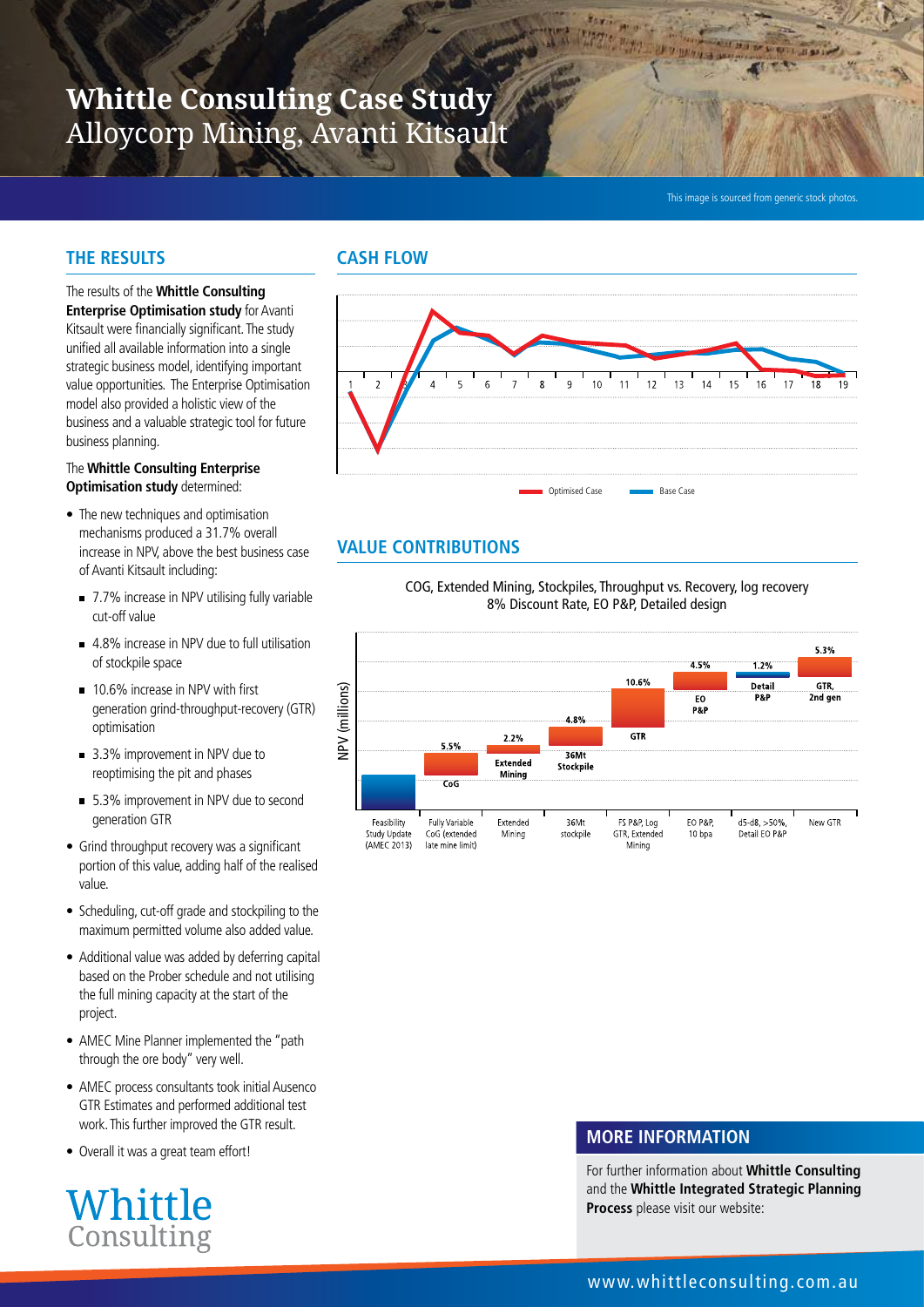# Whittle Consulting Case Study
Alloycorp Mining, Avanti Kitsault

This image is sourced from generic stock photos.

## THE RESULTS

The results of the **Whittle Consulting Enterprise Optimisation study** for Avanti Kitsault were financially significant. The study unified all available information into a single strategic business model, identifying important value opportunities. The Enterprise Optimisation model also provided a holistic view of the business and a valuable strategic tool for future business planning.

The **Whittle Consulting Enterprise Optimisation study** determined:

- The new techniques and optimisation mechanisms produced a 31.7% overall increase in NPV, above the best business case of Avanti Kitsault including:
  - 7.7% increase in NPV utilising fully variable cut-off value
  - 4.8% increase in NPV due to full utilisation of stockpile space
  - 10.6% increase in NPV with first generation grind-throughput-recovery (GTR) optimisation
  - 3.3% improvement in NPV due to reoptimising the pit and phases
  - 5.3% improvement in NPV due to second generation GTR
- Grind throughput recovery was a significant portion of this value, adding half of the realised value.
- Scheduling, cut-off grade and stockpiling to the maximum permitted volume also added value.
- Additional value was added by deferring capital based on the Prober schedule and not utilising the full mining capacity at the start of the project.
- AMEC Mine Planner implemented the "path through the ore body" very well.
- AMEC process consultants took initial Ausenco GTR Estimates and performed additional test work. This further improved the GTR result.
- Overall it was a great team effort!

## CASH FLOW

1 2 3 4 5 6 7 8 9 10 11 12 13 14 15 16 17 18 19

Optimised Case
Base Case

## VALUE CONTRIBUTIONS

COG, Extended Mining, Stockpiles, Throughput vs. Recovery, log recovery
8% Discount Rate, EO P&P, Detailed design

NPV (millions)

5.5% CoG
2.2% Extended Mining
4.8% 36Mt Stockpile
10.6% GTR
4.5% EO P&P
1.2% Detail P&P
5.3% GTR, 2nd gen

Feasibility Study Update (AMEC 2013)
Fully Variable CoG (extended late mine limit)
Extended Mining
36Mt stockpile
FS P&P, Log GTR, Extended Mining
EO P&P, 10 bpa
d5-d8, >50%, Detail EO P&P
New GTR

## MORE INFORMATION

For further information about **Whittle Consulting** and the **Whittle Integrated Strategic Planning Process** please visit our website:

www.whittleconsulting.com.au

Whittle Consulting